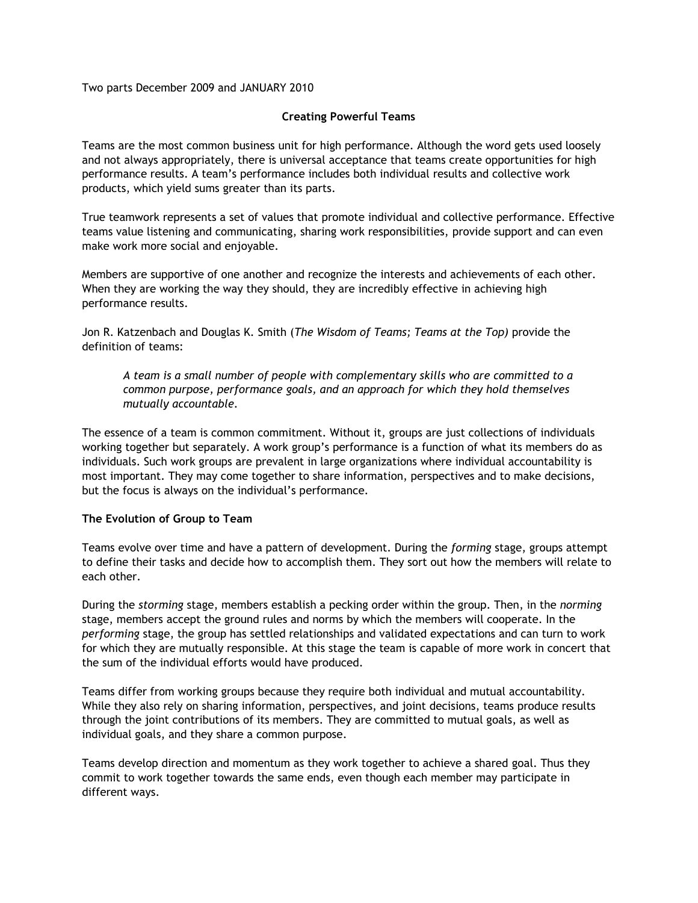Two parts December 2009 and JANUARY 2010

# Creating Powerful Teams

Teams are the most common business unit for high performance. Although the word gets used loosely and not always appropriately, there is universal acceptance that teams create opportunities for high performance results. A team's performance includes both individual results and collective work products, which yield sums greater than its parts.

True teamwork represents a set of values that promote individual and collective performance. Effective teams value listening and communicating, sharing work responsibilities, provide support and can even make work more social and enjoyable.

Members are supportive of one another and recognize the interests and achievements of each other. When they are working the way they should, they are incredibly effective in achieving high performance results.

Jon R. Katzenbach and Douglas K. Smith (*The Wisdom of Teams; Teams at the Top)* provide the definition of teams:

> *A team is a small number of people with complementary skills who are committed to a common purpose, performance goals, and an approach for which they hold themselves mutually accountable.*

The essence of a team is common commitment. Without it, groups are just collections of individuals working together but separately. A work group's performance is a function of what its members do as individuals. Such work groups are prevalent in large organizations where individual accountability is most important. They may come together to share information, perspectives and to make decisions, but the focus is always on the individual's performance.

**The Evolution of Group to Team**

Teams evolve over time and have a pattern of development. During the *forming* stage, groups attempt to define their tasks and decide how to accomplish them. They sort out how the members will relate to each other.

During the *storming* stage, members establish a pecking order within the group. Then, in the *norming* stage, members accept the ground rules and norms by which the members will cooperate. In the *performing* stage, the group has settled relationships and validated expectations and can turn to work for which they are mutually responsible. At this stage the team is capable of more work in concert that the sum of the individual efforts would have produced.

Teams differ from working groups because they require both individual and mutual accountability. While they also rely on sharing information, perspectives, and joint decisions, teams produce results through the joint contributions of its members. They are committed to mutual goals, as well as individual goals, and they share a common purpose.

Teams develop direction and momentum as they work together to achieve a shared goal. Thus they commit to work together towards the same ends, even though each member may participate in different ways.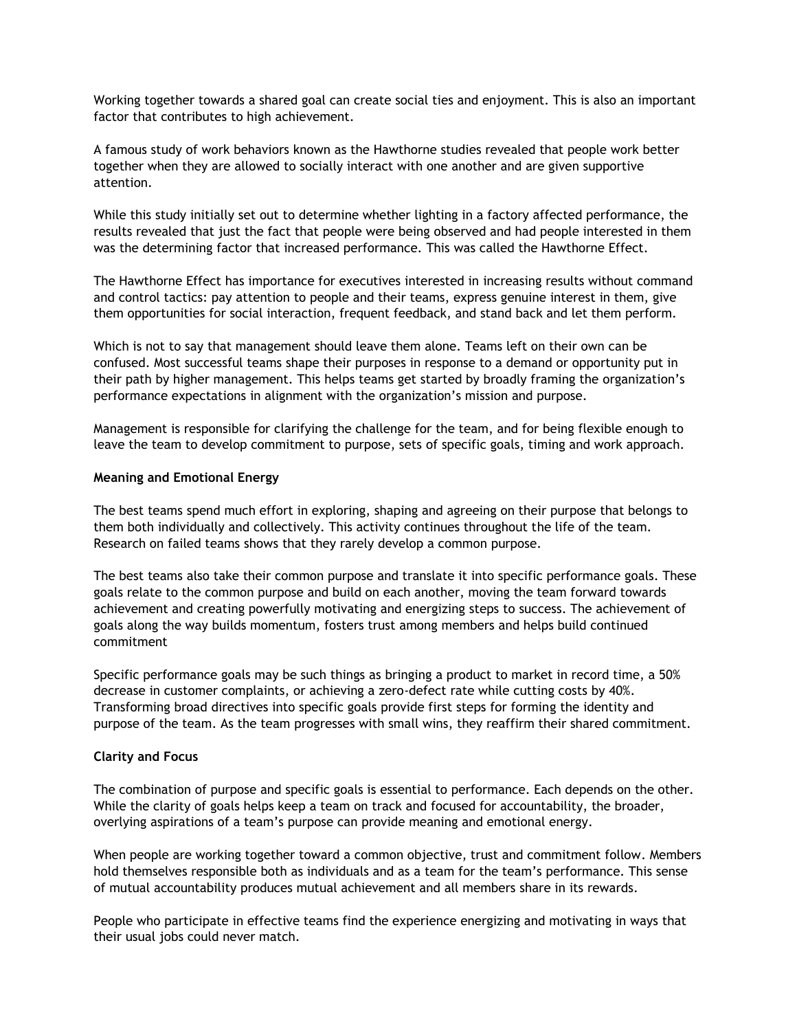Working together towards a shared goal can create social ties and enjoyment. This is also an important factor that contributes to high achievement.

A famous study of work behaviors known as the Hawthorne studies revealed that people work better together when they are allowed to socially interact with one another and are given supportive attention.

While this study initially set out to determine whether lighting in a factory affected performance, the results revealed that just the fact that people were being observed and had people interested in them was the determining factor that increased performance. This was called the Hawthorne Effect.

The Hawthorne Effect has importance for executives interested in increasing results without command and control tactics: pay attention to people and their teams, express genuine interest in them, give them opportunities for social interaction, frequent feedback, and stand back and let them perform.

Which is not to say that management should leave them alone. Teams left on their own can be confused. Most successful teams shape their purposes in response to a demand or opportunity put in their path by higher management. This helps teams get started by broadly framing the organization's performance expectations in alignment with the organization's mission and purpose.

Management is responsible for clarifying the challenge for the team, and for being flexible enough to leave the team to develop commitment to purpose, sets of specific goals, timing and work approach.

**Meaning and Emotional Energy**

The best teams spend much effort in exploring, shaping and agreeing on their purpose that belongs to them both individually and collectively. This activity continues throughout the life of the team. Research on failed teams shows that they rarely develop a common purpose.

The best teams also take their common purpose and translate it into specific performance goals. These goals relate to the common purpose and build on each another, moving the team forward towards achievement and creating powerfully motivating and energizing steps to success. The achievement of goals along the way builds momentum, fosters trust among members and helps build continued commitment

Specific performance goals may be such things as bringing a product to market in record time, a 50% decrease in customer complaints, or achieving a zero-defect rate while cutting costs by 40%. Transforming broad directives into specific goals provide first steps for forming the identity and purpose of the team. As the team progresses with small wins, they reaffirm their shared commitment.

**Clarity and Focus**

The combination of purpose and specific goals is essential to performance. Each depends on the other. While the clarity of goals helps keep a team on track and focused for accountability, the broader, overlying aspirations of a team's purpose can provide meaning and emotional energy.

When people are working together toward a common objective, trust and commitment follow. Members hold themselves responsible both as individuals and as a team for the team's performance. This sense of mutual accountability produces mutual achievement and all members share in its rewards.

People who participate in effective teams find the experience energizing and motivating in ways that their usual jobs could never match.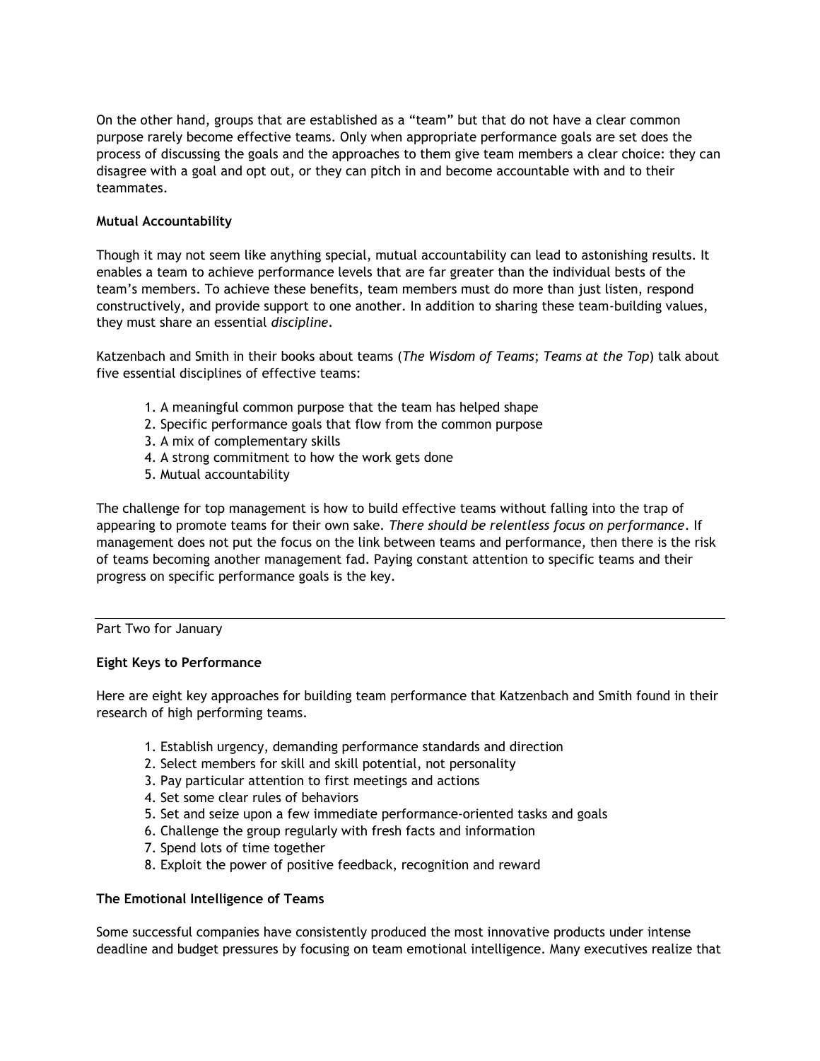On the other hand, groups that are established as a "team" but that do not have a clear common purpose rarely become effective teams. Only when appropriate performance goals are set does the process of discussing the goals and the approaches to them give team members a clear choice: they can disagree with a goal and opt out, or they can pitch in and become accountable with and to their teammates.

**Mutual Accountability**

Though it may not seem like anything special, mutual accountability can lead to astonishing results. It enables a team to achieve performance levels that are far greater than the individual bests of the team's members. To achieve these benefits, team members must do more than just listen, respond constructively, and provide support to one another. In addition to sharing these team-building values, they must share an essential *discipline*.

Katzenbach and Smith in their books about teams (*The Wisdom of Teams*; *Teams at the Top*) talk about five essential disciplines of effective teams:

1. A meaningful common purpose that the team has helped shape
2. Specific performance goals that flow from the common purpose
3. A mix of complementary skills
4. A strong commitment to how the work gets done
5. Mutual accountability

The challenge for top management is how to build effective teams without falling into the trap of appearing to promote teams for their own sake. *There should be relentless focus on performance*. If management does not put the focus on the link between teams and performance, then there is the risk of teams becoming another management fad. Paying constant attention to specific teams and their progress on specific performance goals is the key.

---

Part Two for January

**Eight Keys to Performance**

Here are eight key approaches for building team performance that Katzenbach and Smith found in their research of high performing teams.

1. Establish urgency, demanding performance standards and direction
2. Select members for skill and skill potential, not personality
3. Pay particular attention to first meetings and actions
4. Set some clear rules of behaviors
5. Set and seize upon a few immediate performance-oriented tasks and goals
6. Challenge the group regularly with fresh facts and information
7. Spend lots of time together
8. Exploit the power of positive feedback, recognition and reward

**The Emotional Intelligence of Teams**

Some successful companies have consistently produced the most innovative products under intense deadline and budget pressures by focusing on team emotional intelligence. Many executives realize that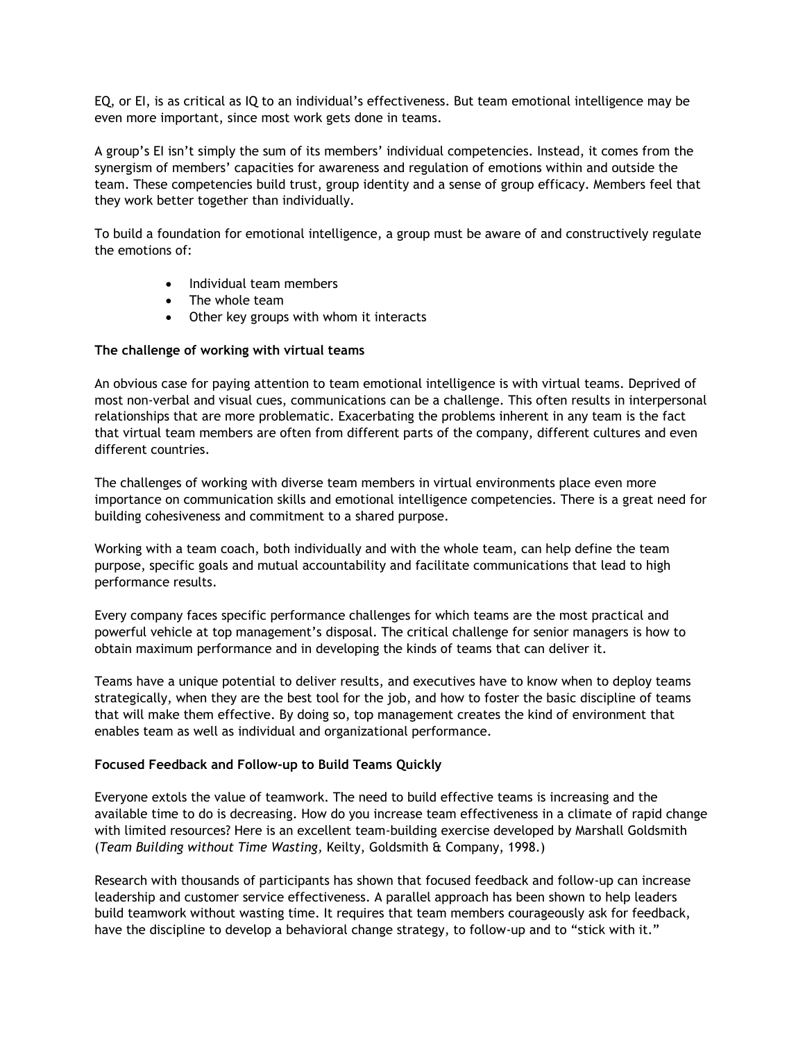EQ, or EI, is as critical as IQ to an individual's effectiveness. But team emotional intelligence may be even more important, since most work gets done in teams.

A group's EI isn't simply the sum of its members' individual competencies. Instead, it comes from the synergism of members' capacities for awareness and regulation of emotions within and outside the team. These competencies build trust, group identity and a sense of group efficacy. Members feel that they work better together than individually.

To build a foundation for emotional intelligence, a group must be aware of and constructively regulate the emotions of:

- Individual team members
- The whole team
- Other key groups with whom it interacts

**The challenge of working with virtual teams**

An obvious case for paying attention to team emotional intelligence is with virtual teams. Deprived of most non-verbal and visual cues, communications can be a challenge. This often results in interpersonal relationships that are more problematic. Exacerbating the problems inherent in any team is the fact that virtual team members are often from different parts of the company, different cultures and even different countries.

The challenges of working with diverse team members in virtual environments place even more importance on communication skills and emotional intelligence competencies. There is a great need for building cohesiveness and commitment to a shared purpose.

Working with a team coach, both individually and with the whole team, can help define the team purpose, specific goals and mutual accountability and facilitate communications that lead to high performance results.

Every company faces specific performance challenges for which teams are the most practical and powerful vehicle at top management's disposal. The critical challenge for senior managers is how to obtain maximum performance and in developing the kinds of teams that can deliver it.

Teams have a unique potential to deliver results, and executives have to know when to deploy teams strategically, when they are the best tool for the job, and how to foster the basic discipline of teams that will make them effective. By doing so, top management creates the kind of environment that enables team as well as individual and organizational performance.

**Focused Feedback and Follow-up to Build Teams Quickly**

Everyone extols the value of teamwork. The need to build effective teams is increasing and the available time to do is decreasing. How do you increase team effectiveness in a climate of rapid change with limited resources? Here is an excellent team-building exercise developed by Marshall Goldsmith (*Team Building without Time Wasting,* Keilty, Goldsmith & Company, 1998.)

Research with thousands of participants has shown that focused feedback and follow-up can increase leadership and customer service effectiveness. A parallel approach has been shown to help leaders build teamwork without wasting time. It requires that team members courageously ask for feedback, have the discipline to develop a behavioral change strategy, to follow-up and to "stick with it."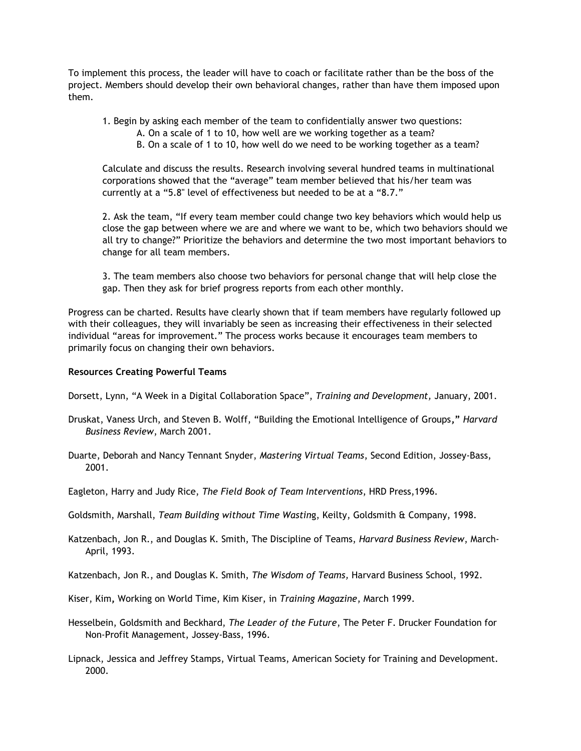To implement this process, the leader will have to coach or facilitate rather than be the boss of the project. Members should develop their own behavioral changes, rather than have them imposed upon them.

1. Begin by asking each member of the team to confidentially answer two questions:
    A. On a scale of 1 to 10, how well are we working together as a team?
    B. On a scale of 1 to 10, how well do we need to be working together as a team?

   Calculate and discuss the results. Research involving several hundred teams in multinational corporations showed that the "average" team member believed that his/her team was currently at a "5.8" level of effectiveness but needed to be at a "8.7."

2. Ask the team, "If every team member could change two key behaviors which would help us close the gap between where we are and where we want to be, which two behaviors should we all try to change?" Prioritize the behaviors and determine the two most important behaviors to change for all team members.

3. The team members also choose two behaviors for personal change that will help close the gap. Then they ask for brief progress reports from each other monthly.

Progress can be charted. Results have clearly shown that if team members have regularly followed up with their colleagues, they will invariably be seen as increasing their effectiveness in their selected individual "areas for improvement." The process works because it encourages team members to primarily focus on changing their own behaviors.

**Resources Creating Powerful Teams**

Dorsett, Lynn, "A Week in a Digital Collaboration Space", *Training and Development,* January, 2001.

Druskat, Vaness Urch, and Steven B. Wolff, "Building the Emotional Intelligence of Groups," *Harvard Business Review*, March 2001.

Duarte, Deborah and Nancy Tennant Snyder, *Mastering Virtual Teams*, Second Edition, Jossey-Bass, 2001.

Eagleton, Harry and Judy Rice, *The Field Book of Team Interventions*, HRD Press,1996.

Goldsmith, Marshall, *Team Building without Time Wasting*, Keilty, Goldsmith & Company, 1998.

Katzenbach, Jon R., and Douglas K. Smith, The Discipline of Teams, *Harvard Business Review*, March-April, 1993.

Katzenbach, Jon R., and Douglas K. Smith, *The Wisdom of Teams,* Harvard Business School, 1992.

Kiser, Kim, Working on World Time, Kim Kiser, in *Training Magazine*, March 1999.

Hesselbein, Goldsmith and Beckhard, *The Leader of the Future*, The Peter F. Drucker Foundation for Non-Profit Management, Jossey-Bass, 1996.

Lipnack, Jessica and Jeffrey Stamps, Virtual Teams, American Society for Training and Development. 2000.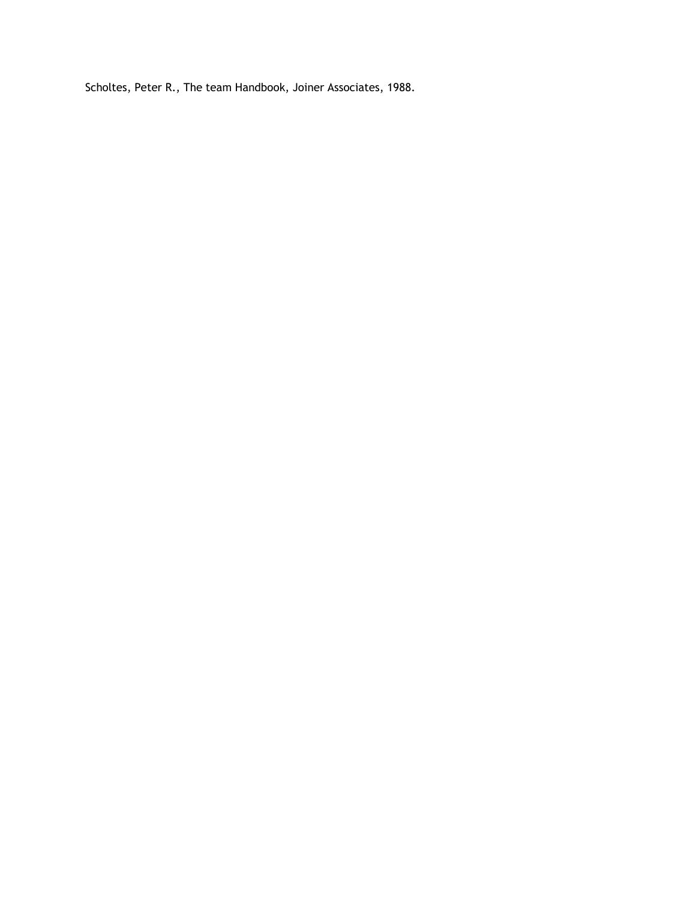Scholtes, Peter R., The team Handbook, Joiner Associates, 1988.